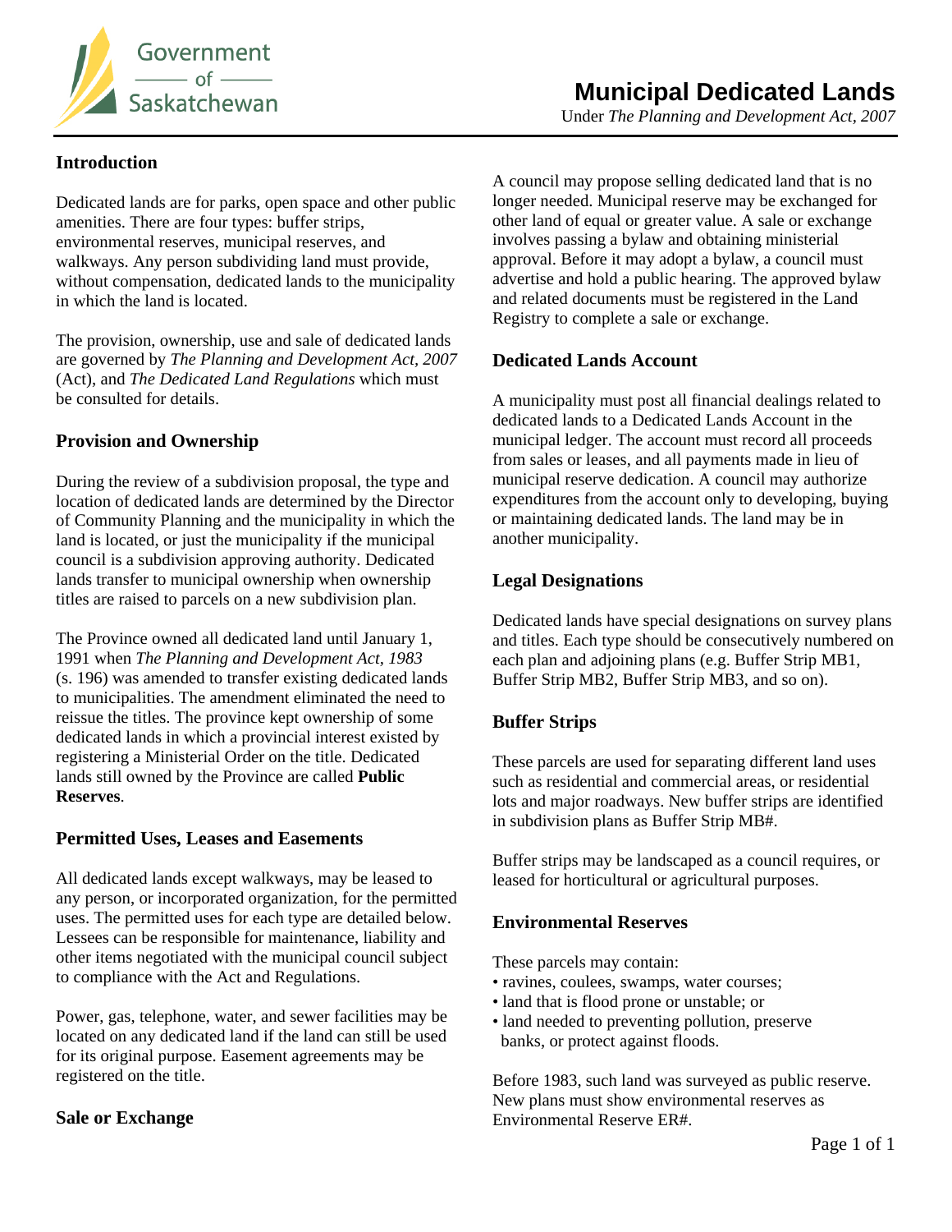Government of Saskatchewan

# Municipal Dedicated Lands

Under *The Planning and Development Act, 2007*

## Introduction

Dedicated lands are for parks, open space and other public amenities. There are four types: buffer strips, environmental reserves, municipal reserves, and walkways. Any person subdividing land must provide, without compensation, dedicated lands to the municipality in which the land is located.

The provision, ownership, use and sale of dedicated lands are governed by *The Planning and Development Act, 2007* (Act), and *The Dedicated Land Regulations* which must be consulted for details.

## Provision and Ownership

During the review of a subdivision proposal, the type and location of dedicated lands are determined by the Director of Community Planning and the municipality in which the land is located, or just the municipality if the municipal council is a subdivision approving authority. Dedicated lands transfer to municipal ownership when ownership titles are raised to parcels on a new subdivision plan.

The Province owned all dedicated land until January 1, 1991 when *The Planning and Development Act, 1983* (s. 196) was amended to transfer existing dedicated lands to municipalities. The amendment eliminated the need to reissue the titles. The province kept ownership of some dedicated lands in which a provincial interest existed by registering a Ministerial Order on the title. Dedicated lands still owned by the Province are called **Public Reserves**.

## Permitted Uses, Leases and Easements

All dedicated lands except walkways, may be leased to any person, or incorporated organization, for the permitted uses. The permitted uses for each type are detailed below. Lessees can be responsible for maintenance, liability and other items negotiated with the municipal council subject to compliance with the Act and Regulations.

Power, gas, telephone, water, and sewer facilities may be located on any dedicated land if the land can still be used for its original purpose. Easement agreements may be registered on the title.

## Sale or Exchange

A council may propose selling dedicated land that is no longer needed. Municipal reserve may be exchanged for other land of equal or greater value. A sale or exchange involves passing a bylaw and obtaining ministerial approval. Before it may adopt a bylaw, a council must advertise and hold a public hearing. The approved bylaw and related documents must be registered in the Land Registry to complete a sale or exchange.

## Dedicated Lands Account

A municipality must post all financial dealings related to dedicated lands to a Dedicated Lands Account in the municipal ledger. The account must record all proceeds from sales or leases, and all payments made in lieu of municipal reserve dedication. A council may authorize expenditures from the account only to developing, buying or maintaining dedicated lands. The land may be in another municipality.

## Legal Designations

Dedicated lands have special designations on survey plans and titles. Each type should be consecutively numbered on each plan and adjoining plans (e.g. Buffer Strip MB1, Buffer Strip MB2, Buffer Strip MB3, and so on).

## Buffer Strips

These parcels are used for separating different land uses such as residential and commercial areas, or residential lots and major roadways. New buffer strips are identified in subdivision plans as Buffer Strip MB#.

Buffer strips may be landscaped as a council requires, or leased for horticultural or agricultural purposes.

## Environmental Reserves

These parcels may contain:

- ravines, coulees, swamps, water courses;
- land that is flood prone or unstable; or
- land needed to preventing pollution, preserve banks, or protect against floods.

Before 1983, such land was surveyed as public reserve. New plans must show environmental reserves as Environmental Reserve ER#.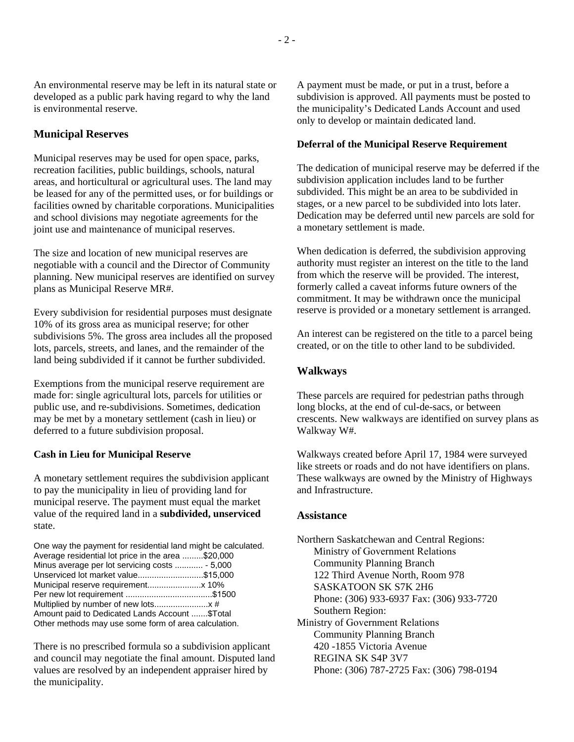An environmental reserve may be left in its natural state or developed as a public park having regard to why the land is environmental reserve.

## Municipal Reserves

Municipal reserves may be used for open space, parks, recreation facilities, public buildings, schools, natural areas, and horticultural or agricultural uses. The land may be leased for any of the permitted uses, or for buildings or facilities owned by charitable corporations. Municipalities and school divisions may negotiate agreements for the joint use and maintenance of municipal reserves.

The size and location of new municipal reserves are negotiable with a council and the Director of Community planning. New municipal reserves are identified on survey plans as Municipal Reserve MR#.

Every subdivision for residential purposes must designate 10% of its gross area as municipal reserve; for other subdivisions 5%. The gross area includes all the proposed lots, parcels, streets, and lanes, and the remainder of the land being subdivided if it cannot be further subdivided.

Exemptions from the municipal reserve requirement are made for: single agricultural lots, parcels for utilities or public use, and re-subdivisions. Sometimes, dedication may be met by a monetary settlement (cash in lieu) or deferred to a future subdivision proposal.

### Cash in Lieu for Municipal Reserve

A monetary settlement requires the subdivision applicant to pay the municipality in lieu of providing land for municipal reserve. The payment must equal the market value of the required land in a **subdivided, unserviced** state.

One way the payment for residential land might be calculated.
Average residential lot price in the area .........$20,000
Minus average per lot servicing costs ............ - 5,000
Unserviced lot market value............................$15,000
Municipal reserve requirement.......................x 10%
Per new lot requirement .....................................$1500
Multiplied by number of new lots.......................x #
Amount paid to Dedicated Lands Account .......$Total
Other methods may use some form of area calculation.

There is no prescribed formula so a subdivision applicant and council may negotiate the final amount. Disputed land values are resolved by an independent appraiser hired by the municipality.

A payment must be made, or put in a trust, before a subdivision is approved. All payments must be posted to the municipality's Dedicated Lands Account and used only to develop or maintain dedicated land.

### Deferral of the Municipal Reserve Requirement

The dedication of municipal reserve may be deferred if the subdivision application includes land to be further subdivided. This might be an area to be subdivided in stages, or a new parcel to be subdivided into lots later. Dedication may be deferred until new parcels are sold for a monetary settlement is made.

When dedication is deferred, the subdivision approving authority must register an interest on the title to the land from which the reserve will be provided. The interest, formerly called a caveat informs future owners of the commitment. It may be withdrawn once the municipal reserve is provided or a monetary settlement is arranged.

An interest can be registered on the title to a parcel being created, or on the title to other land to be subdivided.

## Walkways

These parcels are required for pedestrian paths through long blocks, at the end of cul-de-sacs, or between crescents. New walkways are identified on survey plans as Walkway W#.

Walkways created before April 17, 1984 were surveyed like streets or roads and do not have identifiers on plans. These walkways are owned by the Ministry of Highways and Infrastructure.

## Assistance

Northern Saskatchewan and Central Regions:
Ministry of Government Relations
Community Planning Branch
122 Third Avenue North, Room 978
SASKATOON SK S7K 2H6
Phone: (306) 933-6937 Fax: (306) 933-7720

Southern Region:
Ministry of Government Relations
Community Planning Branch
420 -1855 Victoria Avenue
REGINA SK S4P 3V7
Phone: (306) 787-2725 Fax: (306) 798-0194